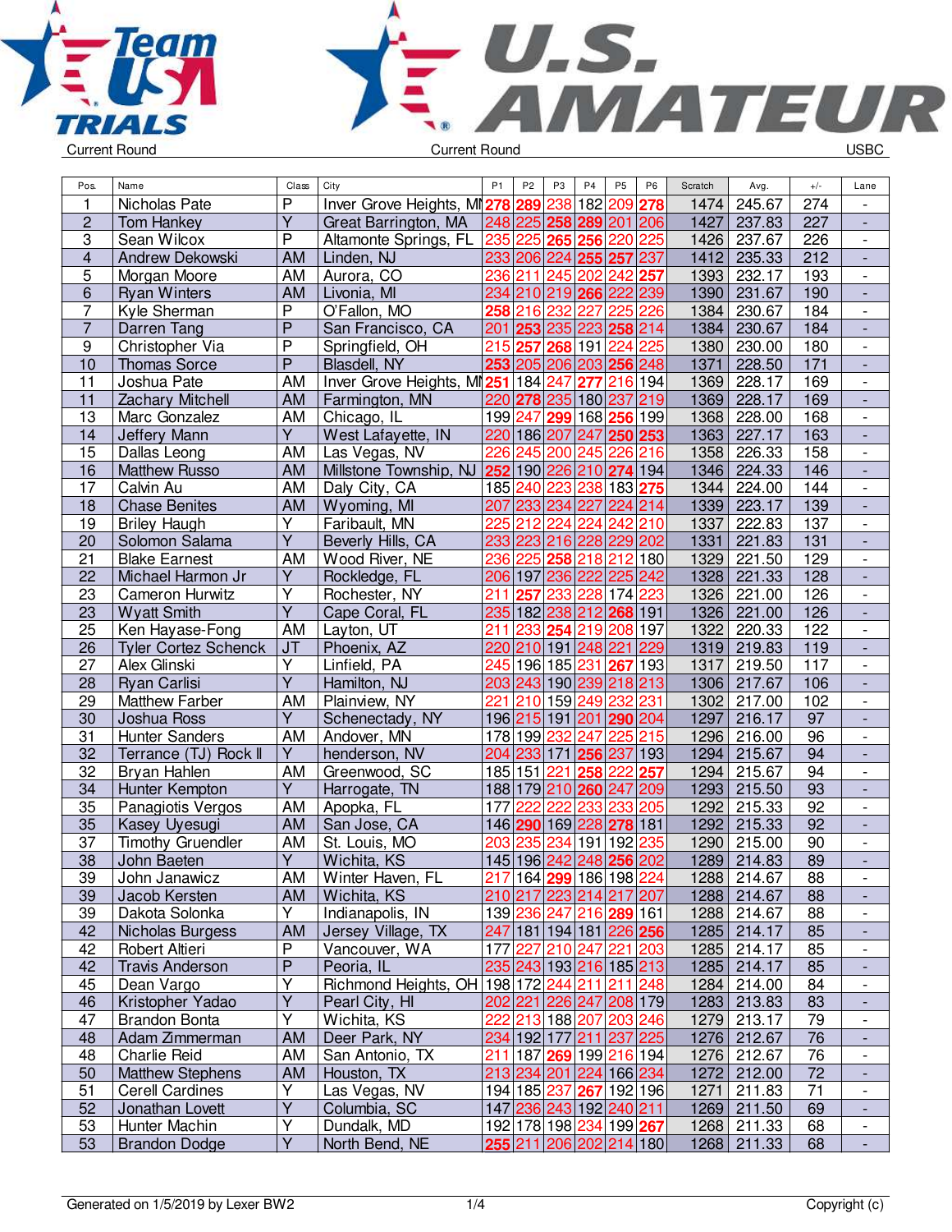Current Round | Current Round | USBC

| Pos. | Name | Class | City | P1 | P2 | P3 | P4 | P5 | P6 | Scratch | Avg. | +/- | Lane |
|---|---|---|---|---|---|---|---|---|---|---|---|---|---|
| 1 | Nicholas Pate | P | Inver Grove Heights, MN | 278 | 289 | 238 | 182 | 209 | 278 | 1474 | 245.67 | 274 | - |
| 2 | Tom Hankey | Y | Great Barrington, MA | 248 | 225 | 258 | 289 | 201 | 206 | 1427 | 237.83 | 227 | - |
| 3 | Sean Wilcox | P | Altamonte Springs, FL | 235 | 225 | 265 | 256 | 220 | 225 | 1426 | 237.67 | 226 | - |
| 4 | Andrew Dekowski | AM | Linden, NJ | 233 | 206 | 224 | 255 | 257 | 237 | 1412 | 235.33 | 212 | - |
| 5 | Morgan Moore | AM | Aurora, CO | 236 | 211 | 245 | 202 | 242 | 257 | 1393 | 232.17 | 193 | - |
| 6 | Ryan Winters | AM | Livonia, MI | 234 | 210 | 219 | 266 | 222 | 239 | 1390 | 231.67 | 190 | - |
| 7 | Kyle Sherman | P | O'Fallon, MO | 258 | 216 | 232 | 227 | 225 | 226 | 1384 | 230.67 | 184 | - |
| 7 | Darren Tang | P | San Francisco, CA | 201 | 253 | 235 | 223 | 258 | 214 | 1384 | 230.67 | 184 | - |
| 9 | Christopher Via | P | Springfield, OH | 215 | 257 | 268 | 191 | 224 | 225 | 1380 | 230.00 | 180 | - |
| 10 | Thomas Sorce | P | Blasdell, NY | 253 | 205 | 206 | 203 | 256 | 248 | 1371 | 228.50 | 171 | - |
| 11 | Joshua Pate | AM | Inver Grove Heights, MN | 251 | 184 | 247 | 277 | 216 | 194 | 1369 | 228.17 | 169 | - |
| 11 | Zachary Mitchell | AM | Farmington, MN | 220 | 278 | 235 | 180 | 237 | 219 | 1369 | 228.17 | 169 | - |
| 13 | Marc Gonzalez | AM | Chicago, IL | 199 | 247 | 299 | 168 | 256 | 199 | 1368 | 228.00 | 168 | - |
| 14 | Jeffery Mann | Y | West Lafayette, IN | 220 | 186 | 207 | 247 | 250 | 253 | 1363 | 227.17 | 163 | - |
| 15 | Dallas Leong | AM | Las Vegas, NV | 226 | 245 | 200 | 245 | 226 | 216 | 1358 | 226.33 | 158 | - |
| 16 | Matthew Russo | AM | Millstone Township, NJ | 252 | 190 | 226 | 210 | 274 | 194 | 1346 | 224.33 | 146 | - |
| 17 | Calvin Au | AM | Daly City, CA | 185 | 240 | 223 | 238 | 183 | 275 | 1344 | 224.00 | 144 | - |
| 18 | Chase Benites | AM | Wyoming, MI | 207 | 233 | 234 | 227 | 224 | 214 | 1339 | 223.17 | 139 | - |
| 19 | Briley Haugh | Y | Faribault, MN | 225 | 212 | 224 | 224 | 242 | 210 | 1337 | 222.83 | 137 | - |
| 20 | Solomon Salama | Y | Beverly Hills, CA | 233 | 223 | 216 | 228 | 229 | 202 | 1331 | 221.83 | 131 | - |
| 21 | Blake Earnest | AM | Wood River, NE | 236 | 225 | 258 | 218 | 212 | 180 | 1329 | 221.50 | 129 | - |
| 22 | Michael Harmon Jr | Y | Rockledge, FL | 206 | 197 | 236 | 222 | 225 | 242 | 1328 | 221.33 | 128 | - |
| 23 | Cameron Hurwitz | Y | Rochester, NY | 211 | 257 | 233 | 228 | 174 | 223 | 1326 | 221.00 | 126 | - |
| 23 | Wyatt Smith | Y | Cape Coral, FL | 235 | 182 | 238 | 212 | 268 | 191 | 1326 | 221.00 | 126 | - |
| 25 | Ken Hayase-Fong | AM | Layton, UT | 211 | 233 | 254 | 219 | 208 | 197 | 1322 | 220.33 | 122 | - |
| 26 | Tyler Cortez Schenck | JT | Phoenix, AZ | 220 | 210 | 191 | 248 | 221 | 229 | 1319 | 219.83 | 119 | - |
| 27 | Alex Glinski | Y | Linfield, PA | 245 | 196 | 185 | 231 | 267 | 193 | 1317 | 219.50 | 117 | - |
| 28 | Ryan Carlisi | Y | Hamilton, NJ | 203 | 243 | 190 | 239 | 218 | 213 | 1306 | 217.67 | 106 | - |
| 29 | Matthew Farber | AM | Plainview, NY | 221 | 210 | 159 | 249 | 232 | 231 | 1302 | 217.00 | 102 | - |
| 30 | Joshua Ross | Y | Schenectady, NY | 196 | 215 | 191 | 201 | 290 | 204 | 1297 | 216.17 | 97 | - |
| 31 | Hunter Sanders | AM | Andover, MN | 178 | 199 | 232 | 247 | 225 | 215 | 1296 | 216.00 | 96 | - |
| 32 | Terrance (TJ) Rock II | Y | henderson, NV | 204 | 233 | 171 | 256 | 237 | 193 | 1294 | 215.67 | 94 | - |
| 32 | Bryan Hahlen | AM | Greenwood, SC | 185 | 151 | 221 | 258 | 222 | 257 | 1294 | 215.67 | 94 | - |
| 34 | Hunter Kempton | Y | Harrogate, TN | 188 | 179 | 210 | 260 | 247 | 209 | 1293 | 215.50 | 93 | - |
| 35 | Panagiotis Vergos | AM | Apopka, FL | 177 | 222 | 222 | 233 | 233 | 205 | 1292 | 215.33 | 92 | - |
| 35 | Kasey Uyesugi | AM | San Jose, CA | 146 | 290 | 169 | 228 | 278 | 181 | 1292 | 215.33 | 92 | - |
| 37 | Timothy Gruendler | AM | St. Louis, MO | 203 | 235 | 234 | 191 | 192 | 235 | 1290 | 215.00 | 90 | - |
| 38 | John Baeten | Y | Wichita, KS | 145 | 196 | 242 | 248 | 256 | 202 | 1289 | 214.83 | 89 | - |
| 39 | John Janawicz | AM | Winter Haven, FL | 217 | 164 | 299 | 186 | 198 | 224 | 1288 | 214.67 | 88 | - |
| 39 | Jacob Kersten | AM | Wichita, KS | 210 | 217 | 223 | 214 | 217 | 207 | 1288 | 214.67 | 88 | - |
| 39 | Dakota Solonka | Y | Indianapolis, IN | 139 | 236 | 247 | 216 | 289 | 161 | 1288 | 214.67 | 88 | - |
| 42 | Nicholas Burgess | AM | Jersey Village, TX | 247 | 181 | 194 | 181 | 226 | 256 | 1285 | 214.17 | 85 | - |
| 42 | Robert Altieri | P | Vancouver, WA | 177 | 227 | 210 | 247 | 221 | 203 | 1285 | 214.17 | 85 | - |
| 42 | Travis Anderson | P | Peoria, IL | 235 | 243 | 193 | 216 | 185 | 213 | 1285 | 214.17 | 85 | - |
| 45 | Dean Vargo | Y | Richmond Heights, OH | 198 | 172 | 244 | 211 | 211 | 248 | 1284 | 214.00 | 84 | - |
| 46 | Kristopher Yadao | Y | Pearl City, HI | 202 | 221 | 226 | 247 | 208 | 179 | 1283 | 213.83 | 83 | - |
| 47 | Brandon Bonta | Y | Wichita, KS | 222 | 213 | 188 | 207 | 203 | 246 | 1279 | 213.17 | 79 | - |
| 48 | Adam Zimmerman | AM | Deer Park, NY | 234 | 192 | 177 | 211 | 237 | 225 | 1276 | 212.67 | 76 | - |
| 48 | Charlie Reid | AM | San Antonio, TX | 211 | 187 | 269 | 199 | 216 | 194 | 1276 | 212.67 | 76 | - |
| 50 | Matthew Stephens | AM | Houston, TX | 213 | 234 | 201 | 224 | 166 | 234 | 1272 | 212.00 | 72 | - |
| 51 | Cerell Cardines | Y | Las Vegas, NV | 194 | 185 | 237 | 267 | 192 | 196 | 1271 | 211.83 | 71 | - |
| 52 | Jonathan Lovett | Y | Columbia, SC | 147 | 236 | 243 | 192 | 240 | 211 | 1269 | 211.50 | 69 | - |
| 53 | Hunter Machin | Y | Dundalk, MD | 192 | 178 | 198 | 234 | 199 | 267 | 1268 | 211.33 | 68 | - |
| 53 | Brandon Dodge | Y | North Bend, NE | 255 | 211 | 206 | 202 | 214 | 180 | 1268 | 211.33 | 68 | - |

Generated on 1/5/2019 by Lexer BW2 | Copyright (c)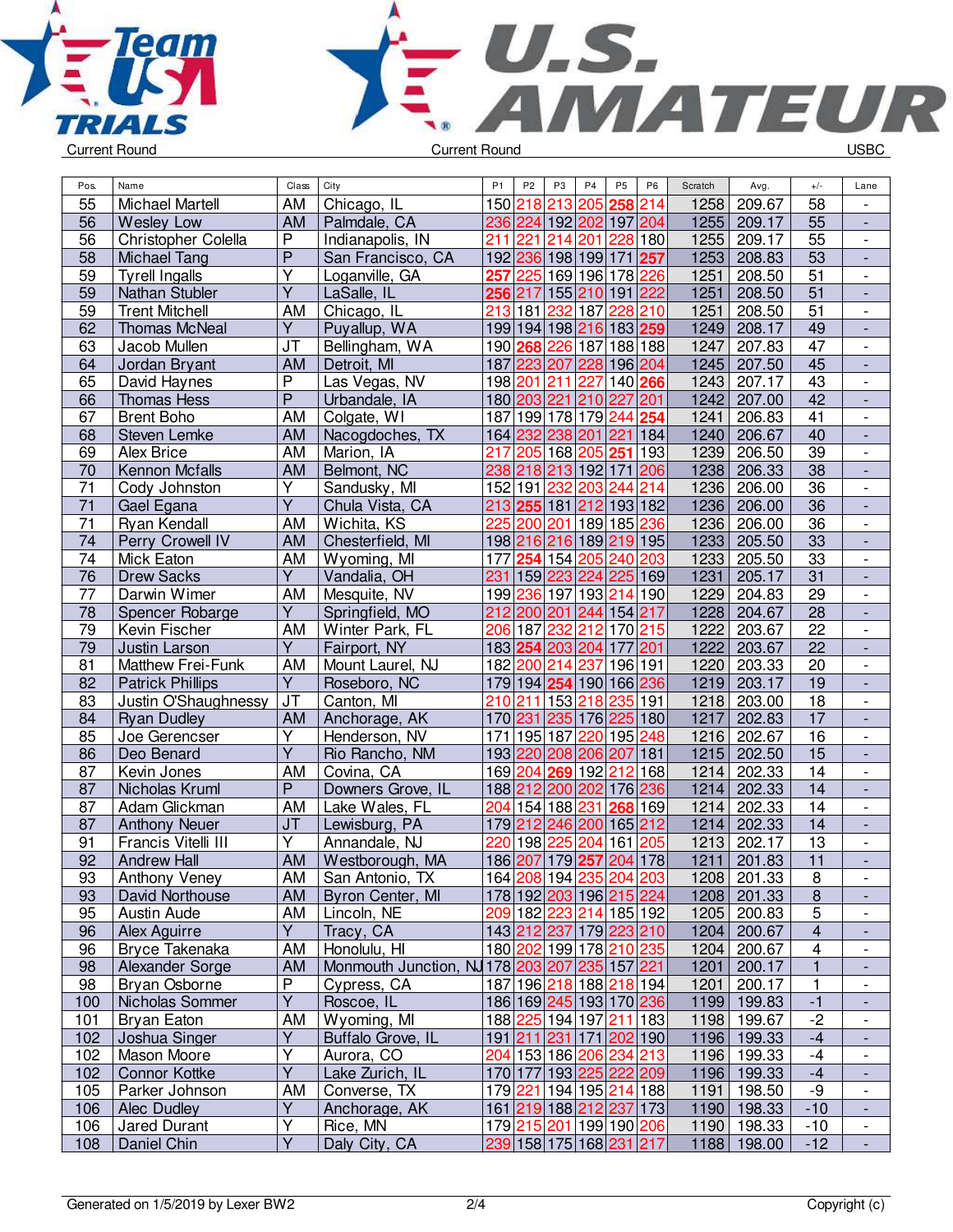Current Round | Current Round | USBC

| Pos. | Name | Class | City | P1 | P2 | P3 | P4 | P5 | P6 | Scratch | Avg. | +/- | Lane |
|---|---|---|---|---|---|---|---|---|---|---|---|---|---|
| 55 | Michael Martell | AM | Chicago, IL | 150 | 218 | 213 | 205 | **258** | 214 | 1258 | 209.67 | 58 | - |
| 56 | Wesley Low | AM | Palmdale, CA | 236 | 224 | 192 | 202 | 197 | 204 | 1255 | 209.17 | 55 | - |
| 56 | Christopher Colella | P | Indianapolis, IN | 211 | 221 | 214 | 201 | 228 | 180 | 1255 | 209.17 | 55 | - |
| 58 | Michael Tang | P | San Francisco, CA | 192 | 236 | 198 | 199 | 171 | **257** | 1253 | 208.83 | 53 | - |
| 59 | Tyrell Ingalls | Y | Loganville, GA | **257** | 225 | 169 | 196 | 178 | 226 | 1251 | 208.50 | 51 | - |
| 59 | Nathan Stubler | Y | LaSalle, IL | **256** | 217 | 155 | 210 | 191 | 222 | 1251 | 208.50 | 51 | - |
| 59 | Trent Mitchell | AM | Chicago, IL | 213 | 181 | 232 | 187 | 228 | 210 | 1251 | 208.50 | 51 | - |
| 62 | Thomas McNeal | Y | Puyallup, WA | 199 | 194 | 198 | 216 | 183 | **259** | 1249 | 208.17 | 49 | - |
| 63 | Jacob Mullen | JT | Bellingham, WA | 190 | **268** | 226 | 187 | 188 | 188 | 1247 | 207.83 | 47 | - |
| 64 | Jordan Bryant | AM | Detroit, MI | 187 | 223 | 207 | 228 | 196 | 204 | 1245 | 207.50 | 45 | - |
| 65 | David Haynes | P | Las Vegas, NV | 198 | 201 | 211 | 227 | 140 | **266** | 1243 | 207.17 | 43 | - |
| 66 | Thomas Hess | P | Urbandale, IA | 180 | 203 | 221 | 210 | 227 | 201 | 1242 | 207.00 | 42 | - |
| 67 | Brent Boho | AM | Colgate, WI | 187 | 199 | 178 | 179 | 244 | **254** | 1241 | 206.83 | 41 | - |
| 68 | Steven Lemke | AM | Nacogdoches, TX | 164 | 232 | 238 | 201 | 221 | 184 | 1240 | 206.67 | 40 | - |
| 69 | Alex Brice | AM | Marion, IA | 217 | 205 | 168 | 205 | **251** | 193 | 1239 | 206.50 | 39 | - |
| 70 | Kennon Mcfalls | AM | Belmont, NC | 238 | 218 | 213 | 192 | 171 | 206 | 1238 | 206.33 | 38 | - |
| 71 | Cody Johnston | Y | Sandusky, MI | 152 | 191 | 232 | 203 | 244 | 214 | 1236 | 206.00 | 36 | - |
| 71 | Gael Egana | Y | Chula Vista, CA | 213 | **255** | 181 | 212 | 193 | 182 | 1236 | 206.00 | 36 | - |
| 71 | Ryan Kendall | AM | Wichita, KS | 225 | 200 | 201 | 189 | 185 | 236 | 1236 | 206.00 | 36 | - |
| 74 | Perry Crowell IV | AM | Chesterfield, MI | 198 | 216 | 216 | 189 | 219 | 195 | 1233 | 205.50 | 33 | - |
| 74 | Mick Eaton | AM | Wyoming, MI | 177 | **254** | 154 | 205 | 240 | 203 | 1233 | 205.50 | 33 | - |
| 76 | Drew Sacks | Y | Vandalia, OH | 231 | 159 | 223 | 224 | 225 | 169 | 1231 | 205.17 | 31 | - |
| 77 | Darwin Wimer | AM | Mesquite, NV | 199 | 236 | 197 | 193 | 214 | 190 | 1229 | 204.83 | 29 | - |
| 78 | Spencer Robarge | Y | Springfield, MO | 212 | 200 | 201 | 244 | 154 | 217 | 1228 | 204.67 | 28 | - |
| 79 | Kevin Fischer | AM | Winter Park, FL | 206 | 187 | 232 | 212 | 170 | 215 | 1222 | 203.67 | 22 | - |
| 79 | Justin Larson | Y | Fairport, NY | 183 | **254** | 203 | 204 | 177 | 201 | 1222 | 203.67 | 22 | - |
| 81 | Matthew Frei-Funk | AM | Mount Laurel, NJ | 182 | 200 | 214 | 237 | 196 | 191 | 1220 | 203.33 | 20 | - |
| 82 | Patrick Phillips | Y | Roseboro, NC | 179 | 194 | **254** | 190 | 166 | 236 | 1219 | 203.17 | 19 | - |
| 83 | Justin O'Shaughnessy | JT | Canton, MI | 210 | 211 | 153 | 218 | 235 | 191 | 1218 | 203.00 | 18 | - |
| 84 | Ryan Dudley | AM | Anchorage, AK | 170 | 231 | 235 | 176 | 225 | 180 | 1217 | 202.83 | 17 | - |
| 85 | Joe Gerencser | Y | Henderson, NV | 171 | 195 | 187 | 220 | 195 | 248 | 1216 | 202.67 | 16 | - |
| 86 | Deo Benard | Y | Rio Rancho, NM | 193 | 220 | 208 | 206 | 207 | 181 | 1215 | 202.50 | 15 | - |
| 87 | Kevin Jones | AM | Covina, CA | 169 | 204 | **269** | 192 | 212 | 168 | 1214 | 202.33 | 14 | - |
| 87 | Nicholas Kruml | P | Downers Grove, IL | 188 | 212 | 200 | 202 | 176 | 236 | 1214 | 202.33 | 14 | - |
| 87 | Adam Glickman | AM | Lake Wales, FL | 204 | 154 | 188 | 231 | **268** | 169 | 1214 | 202.33 | 14 | - |
| 87 | Anthony Neuer | JT | Lewisburg, PA | 179 | 212 | 246 | 200 | 165 | 212 | 1214 | 202.33 | 14 | - |
| 91 | Francis Vitelli III | Y | Annandale, NJ | 220 | 198 | 225 | 204 | 161 | 205 | 1213 | 202.17 | 13 | - |
| 92 | Andrew Hall | AM | Westborough, MA | 186 | 207 | 179 | **257** | 204 | 178 | 1211 | 201.83 | 11 | - |
| 93 | Anthony Veney | AM | San Antonio, TX | 164 | 208 | 194 | 235 | 204 | 203 | 1208 | 201.33 | 8 | - |
| 93 | David Northouse | AM | Byron Center, MI | 178 | 192 | 203 | 196 | 215 | 224 | 1208 | 201.33 | 8 | - |
| 95 | Austin Aude | AM | Lincoln, NE | 209 | 182 | 223 | 214 | 185 | 192 | 1205 | 200.83 | 5 | - |
| 96 | Alex Aguirre | Y | Tracy, CA | 143 | 212 | 237 | 179 | 223 | 210 | 1204 | 200.67 | 4 | - |
| 96 | Bryce Takenaka | AM | Honolulu, HI | 180 | 202 | 199 | 178 | 210 | 235 | 1204 | 200.67 | 4 | - |
| 98 | Alexander Sorge | AM | Monmouth Junction, NJ | 178 | 203 | 207 | 235 | 157 | 221 | 1201 | 200.17 | 1 | - |
| 98 | Bryan Osborne | P | Cypress, CA | 187 | 196 | 218 | 188 | 218 | 194 | 1201 | 200.17 | 1 | - |
| 100 | Nicholas Sommer | Y | Roscoe, IL | 186 | 169 | 245 | 193 | 170 | 236 | 1199 | 199.83 | -1 | - |
| 101 | Bryan Eaton | AM | Wyoming, MI | 188 | 225 | 194 | 197 | 211 | 183 | 1198 | 199.67 | -2 | - |
| 102 | Joshua Singer | Y | Buffalo Grove, IL | 191 | 211 | 231 | 171 | 202 | 190 | 1196 | 199.33 | -4 | - |
| 102 | Mason Moore | Y | Aurora, CO | 204 | 153 | 186 | 206 | 234 | 213 | 1196 | 199.33 | -4 | - |
| 102 | Connor Kottke | Y | Lake Zurich, IL | 170 | 177 | 193 | 225 | 222 | 209 | 1196 | 199.33 | -4 | - |
| 105 | Parker Johnson | AM | Converse, TX | 179 | 221 | 194 | 195 | 214 | 188 | 1191 | 198.50 | -9 | - |
| 106 | Alec Dudley | Y | Anchorage, AK | 161 | 219 | 188 | 212 | 237 | 173 | 1190 | 198.33 | -10 | - |
| 106 | Jared Durant | Y | Rice, MN | 179 | 215 | 201 | 199 | 190 | 206 | 1190 | 198.33 | -10 | - |
| 108 | Daniel Chin | Y | Daly City, CA | 239 | 158 | 175 | 168 | 231 | 217 | 1188 | 198.00 | -12 | - |

Generated on 1/5/2019 by Lexer BW2 | Copyright (c)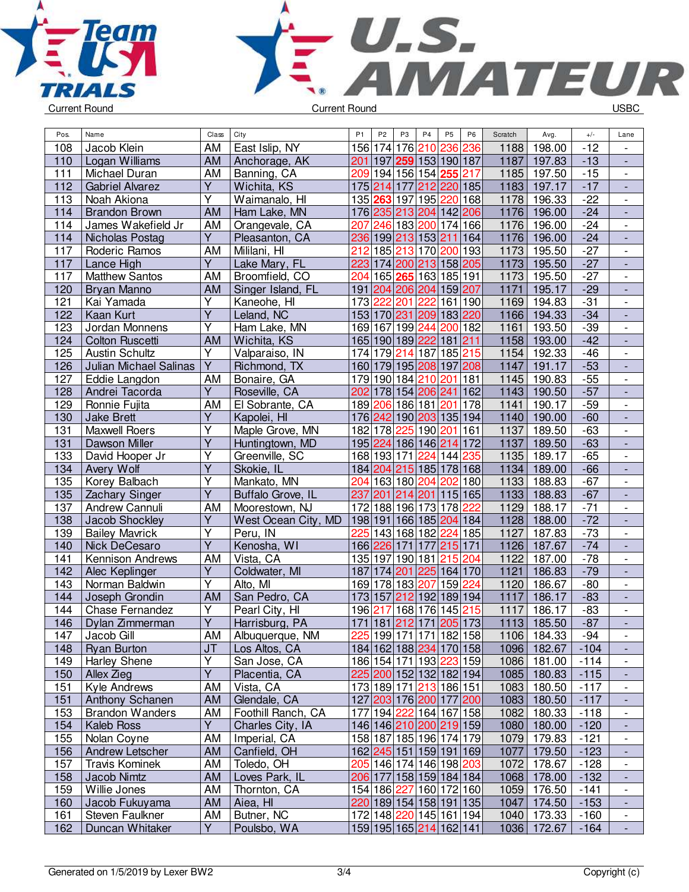Current Round

Current Round

USBC

| Pos. | Name | Class | City | P1 | P2 | P3 | P4 | P5 | P6 | Scratch | Avg. | +/- | Lane |
|---|---|---|---|---|---|---|---|---|---|---|---|---|---|
| 108 | Jacob Klein | AM | East Islip, NY | 156 | 174 | 176 | 210 | 236 | 236 | 1188 | 198.00 | -12 | - |
| 110 | Logan Williams | AM | Anchorage, AK | 201 | 197 | **259** | 153 | 190 | 187 | 1187 | 197.83 | -13 | - |
| 111 | Michael Duran | AM | Banning, CA | 209 | 194 | 156 | 154 | **255** | 217 | 1185 | 197.50 | -15 | - |
| 112 | Gabriel Alvarez | Y | Wichita, KS | 175 | 214 | 177 | 212 | 220 | 185 | 1183 | 197.17 | -17 | - |
| 113 | Noah Akiona | Y | Waimanalo, HI | 135 | **263** | 197 | 195 | 220 | 168 | 1178 | 196.33 | -22 | - |
| 114 | Brandon Brown | AM | Ham Lake, MN | 176 | 235 | 213 | 204 | 142 | 206 | 1176 | 196.00 | -24 | - |
| 114 | James Wakefield Jr | AM | Orangevale, CA | 207 | 246 | 183 | 200 | 174 | 166 | 1176 | 196.00 | -24 | - |
| 114 | Nicholas Postag | Y | Pleasanton, CA | 236 | 199 | 213 | 153 | 211 | 164 | 1176 | 196.00 | -24 | - |
| 117 | Roderic Ramos | AM | Mililani, HI | 212 | 185 | 213 | 170 | 200 | 193 | 1173 | 195.50 | -27 | - |
| 117 | Lance High | Y | Lake Mary, FL | 223 | 174 | 200 | 213 | 158 | 205 | 1173 | 195.50 | -27 | - |
| 117 | Matthew Santos | AM | Broomfield, CO | 204 | 165 | **265** | 163 | 185 | 191 | 1173 | 195.50 | -27 | - |
| 120 | Bryan Manno | AM | Singer Island, FL | 191 | 204 | 206 | 204 | 159 | 207 | 1171 | 195.17 | -29 | - |
| 121 | Kai Yamada | Y | Kaneohe, HI | 173 | 222 | 201 | 222 | 161 | 190 | 1169 | 194.83 | -31 | - |
| 122 | Kaan Kurt | Y | Leland, NC | 153 | 170 | 231 | 209 | 183 | 220 | 1166 | 194.33 | -34 | - |
| 123 | Jordan Monnens | Y | Ham Lake, MN | 169 | 167 | 199 | 244 | 200 | 182 | 1161 | 193.50 | -39 | - |
| 124 | Colton Ruscetti | AM | Wichita, KS | 165 | 190 | 189 | 222 | 181 | 211 | 1158 | 193.00 | -42 | - |
| 125 | Austin Schultz | Y | Valparaiso, IN | 174 | 179 | 214 | 187 | 185 | 215 | 1154 | 192.33 | -46 | - |
| 126 | Julian Michael Salinas | Y | Richmond, TX | 160 | 179 | 195 | 208 | 197 | 208 | 1147 | 191.17 | -53 | - |
| 127 | Eddie Langdon | AM | Bonaire, GA | 179 | 190 | 184 | 210 | 201 | 181 | 1145 | 190.83 | -55 | - |
| 128 | Andrei Tacorda | Y | Roseville, CA | 202 | 178 | 154 | 206 | 241 | 162 | 1143 | 190.50 | -57 | - |
| 129 | Ronnie Fujita | AM | El Sobrante, CA | 189 | 206 | 186 | 181 | 201 | 178 | 1141 | 190.17 | -59 | - |
| 130 | Jake Brett | Y | Kapolei, HI | 176 | 242 | 190 | 203 | 135 | 194 | 1140 | 190.00 | -60 | - |
| 131 | Maxwell Roers | Y | Maple Grove, MN | 182 | 178 | 225 | 190 | 201 | 161 | 1137 | 189.50 | -63 | - |
| 131 | Dawson Miller | Y | Huntingtown, MD | 195 | 224 | 186 | 146 | 214 | 172 | 1137 | 189.50 | -63 | - |
| 133 | David Hooper Jr | Y | Greenville, SC | 168 | 193 | 171 | 224 | 144 | 235 | 1135 | 189.17 | -65 | - |
| 134 | Avery Wolf | Y | Skokie, IL | 184 | 204 | 215 | 185 | 178 | 168 | 1134 | 189.00 | -66 | - |
| 135 | Korey Balbach | Y | Mankato, MN | 204 | 163 | 180 | 204 | 202 | 180 | 1133 | 188.83 | -67 | - |
| 135 | Zachary Singer | Y | Buffalo Grove, IL | 237 | 201 | 214 | 201 | 115 | 165 | 1133 | 188.83 | -67 | - |
| 137 | Andrew Cannuli | AM | Moorestown, NJ | 172 | 188 | 196 | 173 | 178 | 222 | 1129 | 188.17 | -71 | - |
| 138 | Jacob Shockley | Y | West Ocean City, MD | 198 | 191 | 166 | 185 | 204 | 184 | 1128 | 188.00 | -72 | - |
| 139 | Bailey Mavrick | Y | Peru, IN | 225 | 143 | 168 | 182 | 224 | 185 | 1127 | 187.83 | -73 | - |
| 140 | Nick DeCesaro | Y | Kenosha, WI | 166 | 226 | 171 | 177 | 215 | 171 | 1126 | 187.67 | -74 | - |
| 141 | Kennison Andrews | AM | Vista, CA | 135 | 197 | 190 | 181 | 215 | 204 | 1122 | 187.00 | -78 | - |
| 142 | Alec Keplinger | Y | Coldwater, MI | 187 | 174 | 201 | 225 | 164 | 170 | 1121 | 186.83 | -79 | - |
| 143 | Norman Baldwin | Y | Alto, MI | 169 | 178 | 183 | 207 | 159 | 224 | 1120 | 186.67 | -80 | - |
| 144 | Joseph Grondin | AM | San Pedro, CA | 173 | 157 | 212 | 192 | 189 | 194 | 1117 | 186.17 | -83 | - |
| 144 | Chase Fernandez | Y | Pearl City, HI | 196 | 217 | 168 | 176 | 145 | 215 | 1117 | 186.17 | -83 | - |
| 146 | Dylan Zimmerman | Y | Harrisburg, PA | 171 | 181 | 212 | 171 | 205 | 173 | 1113 | 185.50 | -87 | - |
| 147 | Jacob Gill | AM | Albuquerque, NM | 225 | 199 | 171 | 171 | 182 | 158 | 1106 | 184.33 | -94 | - |
| 148 | Ryan Burton | JT | Los Altos, CA | 184 | 162 | 188 | 234 | 170 | 158 | 1096 | 182.67 | -104 | - |
| 149 | Harley Shene | Y | San Jose, CA | 186 | 154 | 171 | 193 | 223 | 159 | 1086 | 181.00 | -114 | - |
| 150 | Allex Zieg | Y | Placentia, CA | 225 | 200 | 152 | 132 | 182 | 194 | 1085 | 180.83 | -115 | - |
| 151 | Kyle Andrews | AM | Vista, CA | 173 | 189 | 171 | 213 | 186 | 151 | 1083 | 180.50 | -117 | - |
| 151 | Anthony Schanen | AM | Glendale, CA | 127 | 203 | 176 | 200 | 177 | 200 | 1083 | 180.50 | -117 | - |
| 153 | Brandon Wanders | AM | Foothill Ranch, CA | 177 | 194 | 222 | 164 | 167 | 158 | 1082 | 180.33 | -118 | - |
| 154 | Kaleb Ross | Y | Charles City, IA | 146 | 146 | 210 | 200 | 219 | 159 | 1080 | 180.00 | -120 | - |
| 155 | Nolan Coyne | AM | Imperial, CA | 158 | 187 | 185 | 196 | 174 | 179 | 1079 | 179.83 | -121 | - |
| 156 | Andrew Letscher | AM | Canfield, OH | 162 | 245 | 151 | 159 | 191 | 169 | 1077 | 179.50 | -123 | - |
| 157 | Travis Kominek | AM | Toledo, OH | 205 | 146 | 174 | 146 | 198 | 203 | 1072 | 178.67 | -128 | - |
| 158 | Jacob Nimtz | AM | Loves Park, IL | 206 | 177 | 158 | 159 | 184 | 184 | 1068 | 178.00 | -132 | - |
| 159 | Willie Jones | AM | Thornton, CA | 154 | 186 | 227 | 160 | 172 | 160 | 1059 | 176.50 | -141 | - |
| 160 | Jacob Fukuyama | AM | Aiea, HI | 220 | 189 | 154 | 158 | 191 | 135 | 1047 | 174.50 | -153 | - |
| 161 | Steven Faulkner | AM | Butner, NC | 172 | 148 | 220 | 145 | 161 | 194 | 1040 | 173.33 | -160 | - |
| 162 | Duncan Whitaker | Y | Poulsbo, WA | 159 | 195 | 165 | 214 | 162 | 141 | 1036 | 172.67 | -164 | - |

Generated on 1/5/2019 by Lexer BW2 — Copyright (c)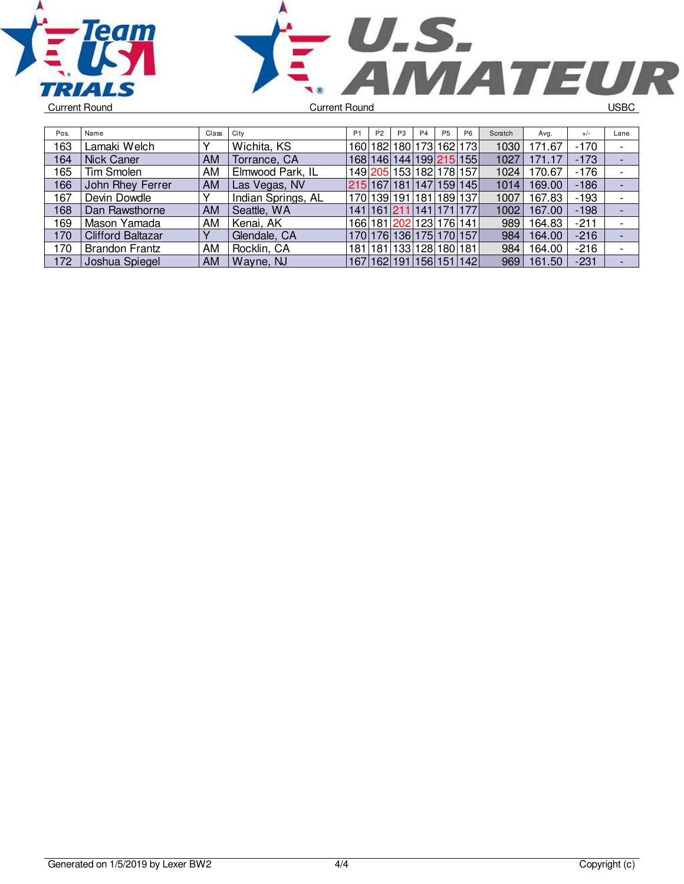Current Round | Current Round | USBC

| Pos. | Name | Class | City | P1 | P2 | P3 | P4 | P5 | P6 | Scratch | Avg. | +/- | Lane |
|---|---|---|---|---|---|---|---|---|---|---|---|---|---|
| 163 | Lamaki Welch | Y | Wichita, KS | 160 | 182 | 180 | 173 | 162 | 173 | 1030 | 171.67 | -170 | - |
| 164 | Nick Caner | AM | Torrance, CA | 168 | 146 | 144 | 199 | 215 | 155 | 1027 | 171.17 | -173 | - |
| 165 | Tim Smolen | AM | Elmwood Park, IL | 149 | 205 | 153 | 182 | 178 | 157 | 1024 | 170.67 | -176 | - |
| 166 | John Rhey Ferrer | AM | Las Vegas, NV | 215 | 167 | 181 | 147 | 159 | 145 | 1014 | 169.00 | -186 | - |
| 167 | Devin Dowdle | Y | Indian Springs, AL | 170 | 139 | 191 | 181 | 189 | 137 | 1007 | 167.83 | -193 | - |
| 168 | Dan Rawsthorne | AM | Seattle, WA | 141 | 161 | 211 | 141 | 171 | 177 | 1002 | 167.00 | -198 | - |
| 169 | Mason Yamada | AM | Kenai, AK | 166 | 181 | 202 | 123 | 176 | 141 | 989 | 164.83 | -211 | - |
| 170 | Clifford Baltazar | Y | Glendale, CA | 170 | 176 | 136 | 175 | 170 | 157 | 984 | 164.00 | -216 | - |
| 170 | Brandon Frantz | AM | Rocklin, CA | 181 | 181 | 133 | 128 | 180 | 181 | 984 | 164.00 | -216 | - |
| 172 | Joshua Spiegel | AM | Wayne, NJ | 167 | 162 | 191 | 156 | 151 | 142 | 969 | 161.50 | -231 | - |

Generated on 1/5/2019 by Lexer BW2 | Copyright (c)